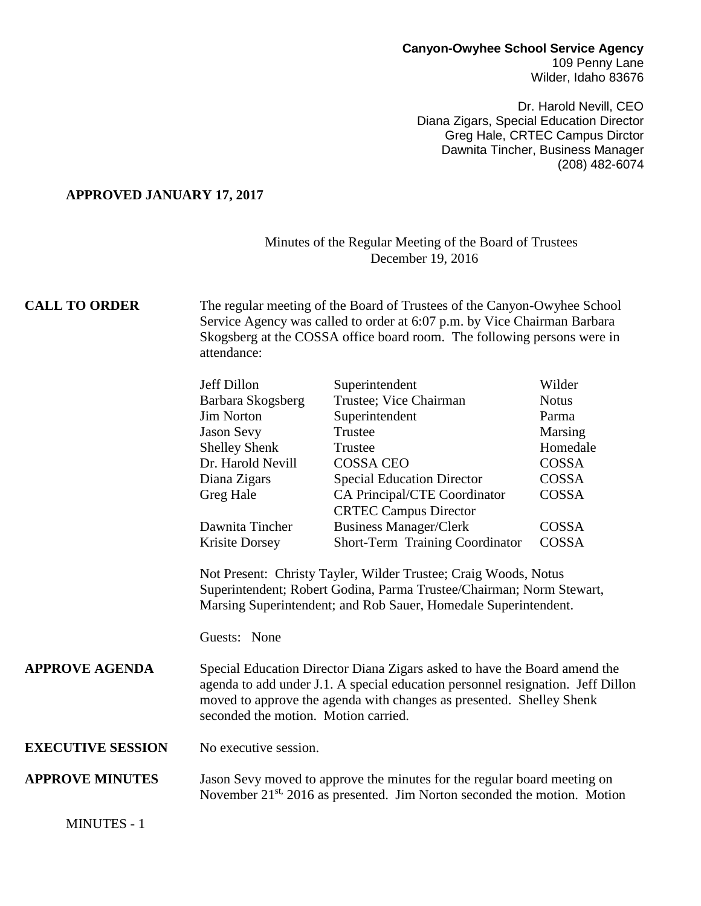**Canyon-Owyhee School Service Agency**
109 Penny Lane
Wilder, Idaho 83676

Dr. Harold Nevill, CEO
Diana Zigars, Special Education Director
Greg Hale, CRTEC Campus Dirctor
Dawnita Tincher, Business Manager
(208) 482-6074

**APPROVED JANUARY 17, 2017**

Minutes of the Regular Meeting of the Board of Trustees
December 19, 2016

**CALL TO ORDER**

The regular meeting of the Board of Trustees of the Canyon-Owyhee School Service Agency was called to order at 6:07 p.m. by Vice Chairman Barbara Skogsberg at the COSSA office board room. The following persons were in attendance:

| | | |
|---|---|---|
| Jeff Dillon | Superintendent | Wilder |
| Barbara Skogsberg | Trustee; Vice Chairman | Notus |
| Jim Norton | Superintendent | Parma |
| Jason Sevy | Trustee | Marsing |
| Shelley Shenk | Trustee | Homedale |
| Dr. Harold Nevill | COSSA CEO | COSSA |
| Diana Zigars | Special Education Director | COSSA |
| Greg Hale | CA Principal/CTE Coordinator<br>CRTEC Campus Director | COSSA |
| Dawnita Tincher | Business Manager/Clerk | COSSA |
| Krisite Dorsey | Short-Term Training Coordinator | COSSA |

Not Present: Christy Tayler, Wilder Trustee; Craig Woods, Notus Superintendent; Robert Godina, Parma Trustee/Chairman; Norm Stewart, Marsing Superintendent; and Rob Sauer, Homedale Superintendent.

Guests: None

**APPROVE AGENDA**

Special Education Director Diana Zigars asked to have the Board amend the agenda to add under J.1. A special education personnel resignation. Jeff Dillon moved to approve the agenda with changes as presented. Shelley Shenk seconded the motion. Motion carried.

**EXECUTIVE SESSION**

No executive session.

**APPROVE MINUTES**

Jason Sevy moved to approve the minutes for the regular board meeting on November 21st, 2016 as presented. Jim Norton seconded the motion. Motion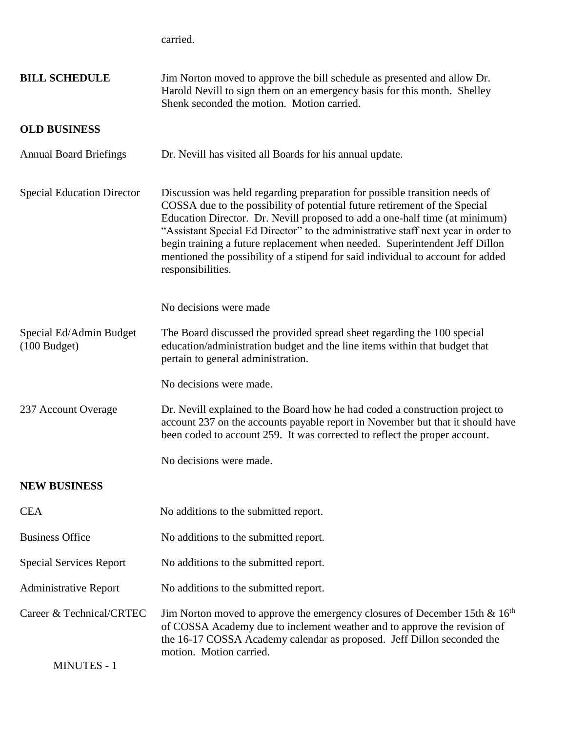carried.

**BILL SCHEDULE** Jim Norton moved to approve the bill schedule as presented and allow Dr. Harold Nevill to sign them on an emergency basis for this month. Shelley Shenk seconded the motion. Motion carried.

**OLD BUSINESS**

Annual Board Briefings Dr. Nevill has visited all Boards for his annual update.

Special Education Director Discussion was held regarding preparation for possible transition needs of COSSA due to the possibility of potential future retirement of the Special Education Director. Dr. Nevill proposed to add a one-half time (at minimum) "Assistant Special Ed Director" to the administrative staff next year in order to begin training a future replacement when needed. Superintendent Jeff Dillon mentioned the possibility of a stipend for said individual to account for added responsibilities.

No decisions were made

Special Ed/Admin Budget (100 Budget) The Board discussed the provided spread sheet regarding the 100 special education/administration budget and the line items within that budget that pertain to general administration.

No decisions were made.

237 Account Overage Dr. Nevill explained to the Board how he had coded a construction project to account 237 on the accounts payable report in November but that it should have been coded to account 259. It was corrected to reflect the proper account.

No decisions were made.

**NEW BUSINESS**

CEA No additions to the submitted report.

Business Office No additions to the submitted report.

Special Services Report No additions to the submitted report.

Administrative Report No additions to the submitted report.

Career & Technical/CRTEC Jim Norton moved to approve the emergency closures of December 15th & 16th of COSSA Academy due to inclement weather and to approve the revision of the 16-17 COSSA Academy calendar as proposed. Jeff Dillon seconded the motion. Motion carried.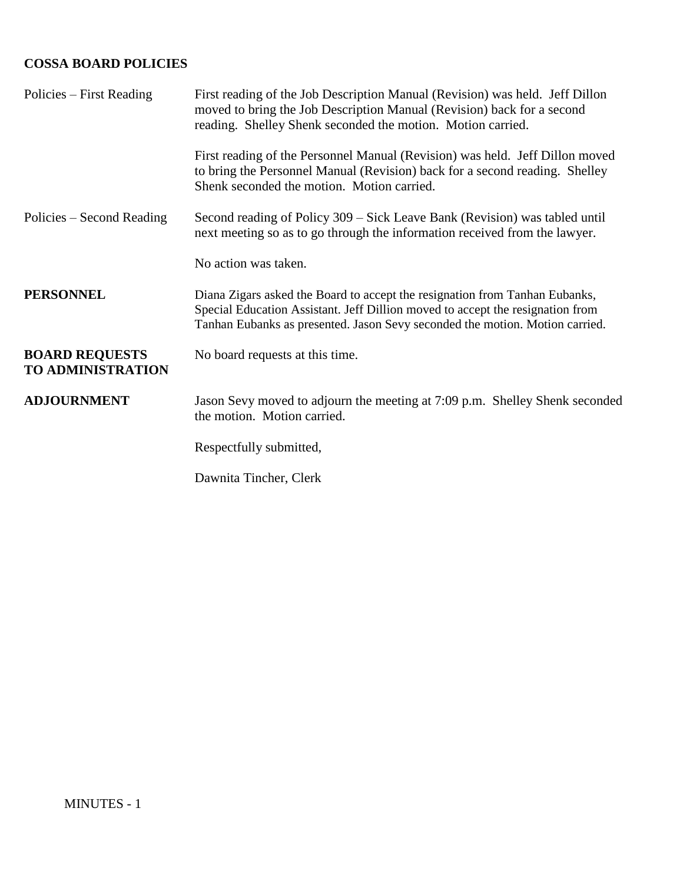**COSSA BOARD POLICIES**

Policies – First Reading

First reading of the Job Description Manual (Revision) was held. Jeff Dillon moved to bring the Job Description Manual (Revision) back for a second reading. Shelley Shenk seconded the motion. Motion carried.

First reading of the Personnel Manual (Revision) was held. Jeff Dillon moved to bring the Personnel Manual (Revision) back for a second reading. Shelley Shenk seconded the motion. Motion carried.

Policies – Second Reading

Second reading of Policy 309 – Sick Leave Bank (Revision) was tabled until next meeting so as to go through the information received from the lawyer.

No action was taken.

**PERSONNEL**

Diana Zigars asked the Board to accept the resignation from Tanhan Eubanks, Special Education Assistant. Jeff Dillion moved to accept the resignation from Tanhan Eubanks as presented. Jason Sevy seconded the motion. Motion carried.

**BOARD REQUESTS TO ADMINISTRATION**

No board requests at this time.

**ADJOURNMENT**

Jason Sevy moved to adjourn the meeting at 7:09 p.m. Shelley Shenk seconded the motion. Motion carried.

Respectfully submitted,

Dawnita Tincher, Clerk

MINUTES - 1